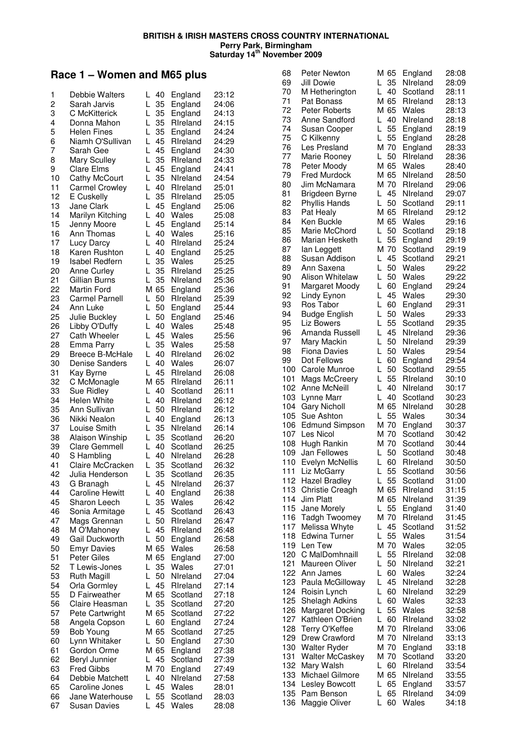**BRITISH & IRISH MASTERS CROSS COUNTRY INTERNATIONAL**
**Perry Park, Birmingham**
**Saturday 14th November 2009**

## Race 1 – Women and M65 plus

| Pos | Name | Cat | Team | Time |
|---|---|---|---|---|
| 1 | Debbie Walters | L 40 | England | 23:12 |
| 2 | Sarah Jarvis | L 35 | England | 24:06 |
| 3 | C McKitterick | L 35 | England | 24:13 |
| 4 | Donna Mahon | L 35 | RIreland | 24:15 |
| 5 | Helen Fines | L 35 | England | 24:24 |
| 6 | Niamh O'Sullivan | L 45 | RIreland | 24:29 |
| 7 | Sarah Gee | L 45 | England | 24:30 |
| 8 | Mary Sculley | L 35 | RIreland | 24:33 |
| 9 | Clare Elms | L 45 | England | 24:41 |
| 10 | Cathy McCourt | L 35 | NIreland | 24:54 |
| 11 | Carmel Crowley | L 40 | RIreland | 25:01 |
| 12 | E Cuskelly | L 35 | RIreland | 25:05 |
| 13 | Jane Clark | L 45 | England | 25:06 |
| 14 | Marilyn Kitching | L 40 | Wales | 25:08 |
| 15 | Jenny Moore | L 45 | England | 25:14 |
| 16 | Ann Thomas | L 40 | Wales | 25:16 |
| 17 | Lucy Darcy | L 40 | RIreland | 25:24 |
| 18 | Karen Rushton | L 40 | England | 25:25 |
| 19 | Isabel Redfern | L 35 | Wales | 25:25 |
| 20 | Anne Curley | L 35 | RIreland | 25:25 |
| 21 | Gillian Burns | L 35 | NIreland | 25:36 |
| 22 | Martin Ford | M 65 | England | 25:36 |
| 23 | Carmel Parnell | L 50 | RIreland | 25:39 |
| 24 | Ann Luke | L 50 | England | 25:44 |
| 25 | Julie Buckley | L 50 | England | 25:46 |
| 26 | Libby O'Duffy | L 40 | Wales | 25:48 |
| 27 | Cath Wheeler | L 45 | Wales | 25:56 |
| 28 | Emma Parry | L 35 | Wales | 25:58 |
| 29 | Breece B-McHale | L 40 | RIreland | 26:02 |
| 30 | Denise Sanders | L 40 | Wales | 26:07 |
| 31 | Kay Byrne | L 45 | RIreland | 26:08 |
| 32 | C McMonagle | M 65 | RIreland | 26:11 |
| 33 | Sue Ridley | L 40 | Scotland | 26:11 |
| 34 | Helen White | L 40 | RIreland | 26:12 |
| 35 | Ann Sullivan | L 50 | RIreland | 26:12 |
| 36 | Nikki Nealon | L 40 | England | 26:13 |
| 37 | Louise Smith | L 35 | NIreland | 26:14 |
| 38 | Alaison Winship | L 35 | Scotland | 26:20 |
| 39 | Clare Gemmell | L 40 | Scotland | 26:25 |
| 40 | S Hambling | L 40 | NIreland | 26:28 |
| 41 | Claire McCracken | L 35 | Scotland | 26:32 |
| 42 | Julia Henderson | L 35 | Scotland | 26:35 |
| 43 | G Branagh | L 45 | NIreland | 26:37 |
| 44 | Caroline Hewitt | L 40 | England | 26:38 |
| 45 | Sharon Leech | L 35 | Wales | 26:42 |
| 46 | Sonia Armitage | L 45 | Scotland | 26:43 |
| 47 | Mags Grennan | L 50 | RIreland | 26:47 |
| 48 | M O'Mahoney | L 45 | RIreland | 26:48 |
| 49 | Gail Duckworth | L 50 | England | 26:58 |
| 50 | Emyr Davies | M 65 | Wales | 26:58 |
| 51 | Peter Giles | M 65 | England | 27:00 |
| 52 | T Lewis-Jones | L 35 | Wales | 27:01 |
| 53 | Ruth Magill | L 50 | NIreland | 27:04 |
| 54 | Orla Gormley | L 45 | RIreland | 27:14 |
| 55 | D Fairweather | M 65 | Scotland | 27:18 |
| 56 | Claire Heasman | L 35 | Scotland | 27:20 |
| 57 | Pete Cartwright | M 65 | Scotland | 27:22 |
| 58 | Angela Copson | L 60 | England | 27:24 |
| 59 | Bob Young | M 65 | Scotland | 27:25 |
| 60 | Lynn Whitaker | L 50 | England | 27:30 |
| 61 | Gordon Orme | M 65 | England | 27:38 |
| 62 | Beryl Junnier | L 45 | Scotland | 27:39 |
| 63 | Fred Gibbs | M 70 | England | 27:49 |
| 64 | Debbie Matchett | L 40 | NIreland | 27:58 |
| 65 | Caroline Jones | L 45 | Wales | 28:01 |
| 66 | Jane Waterhouse | L 55 | Scotland | 28:03 |
| 67 | Susan Davies | L 45 | Wales | 28:08 |
| 68 | Peter Newton | M 65 | England | 28:08 |
| 69 | Jill Dowie | L 35 | NIreland | 28:09 |
| 70 | M Hetherington | L 40 | Scotland | 28:11 |
| 71 | Pat Bonass | M 65 | RIreland | 28:13 |
| 72 | Peter Roberts | M 65 | Wales | 28:13 |
| 73 | Anne Sandford | L 40 | NIreland | 28:18 |
| 74 | Susan Cooper | L 55 | England | 28:19 |
| 75 | C Kilkenny | L 55 | England | 28:28 |
| 76 | Les Presland | M 70 | England | 28:33 |
| 77 | Marie Rooney | L 50 | RIreland | 28:36 |
| 78 | Peter Moody | M 65 | Wales | 28:40 |
| 79 | Fred Murdock | M 65 | NIreland | 28:50 |
| 80 | Jim McNamara | M 70 | RIreland | 29:06 |
| 81 | Brigdeen Byrne | L 45 | NIreland | 29:07 |
| 82 | Phyllis Hands | L 50 | Scotland | 29:11 |
| 83 | Pat Healy | M 65 | RIreland | 29:12 |
| 84 | Ken Buckle | M 65 | Wales | 29:16 |
| 85 | Marie McChord | L 50 | Scotland | 29:18 |
| 86 | Marian Hesketh | L 55 | England | 29:19 |
| 87 | Ian Leggett | M 70 | Scotland | 29:19 |
| 88 | Susan Addison | L 45 | Scotland | 29:21 |
| 89 | Ann Saxena | L 50 | Wales | 29:22 |
| 90 | Alison Whitelaw | L 50 | Wales | 29:22 |
| 91 | Margaret Moody | L 60 | England | 29:24 |
| 92 | Lindy Eynon | L 45 | Wales | 29:30 |
| 93 | Ros Tabor | L 60 | England | 29:31 |
| 94 | Budge English | L 50 | Wales | 29:33 |
| 95 | Liz Bowers | L 55 | Scotland | 29:35 |
| 96 | Amanda Russell | L 45 | NIreland | 29:36 |
| 97 | Mary Mackin | L 50 | NIreland | 29:39 |
| 98 | Fiona Davies | L 50 | Wales | 29:54 |
| 99 | Dot Fellows | L 60 | England | 29:54 |
| 100 | Carole Munroe | L 50 | Scotland | 29:55 |
| 101 | Mags McCreery | L 55 | RIreland | 30:10 |
| 102 | Anne McNeill | L 40 | NIreland | 30:17 |
| 103 | Lynne Marr | L 40 | Scotland | 30:23 |
| 104 | Gary Nicholl | M 65 | NIreland | 30:28 |
| 105 | Sue Ashton | L 55 | Wales | 30:34 |
| 106 | Edmund Simpson | M 70 | England | 30:37 |
| 107 | Les Nicol | M 70 | Scotland | 30:42 |
| 108 | Hugh Rankin | M 70 | Scotland | 30:44 |
| 109 | Jan Fellowes | L 50 | Scotland | 30:48 |
| 110 | Evelyn McNellis | L 60 | RIreland | 30:50 |
| 111 | Liz McGarry | L 55 | Scotland | 30:56 |
| 112 | Hazel Bradley | L 55 | Scotland | 31:00 |
| 113 | Christie Creagh | M 65 | RIreland | 31:15 |
| 114 | Jim Platt | M 65 | NIreland | 31:39 |
| 115 | Jane Morely | L 55 | England | 31:40 |
| 116 | Tadgh Twoomey | M 70 | RIreland | 31:45 |
| 117 | Melissa Whyte | L 45 | Scotland | 31:52 |
| 118 | Edwina Turner | L 55 | Wales | 31:54 |
| 119 | Len Tew | M 70 | Wales | 32:05 |
| 120 | C MalDomhnaill | L 55 | RIreland | 32:08 |
| 121 | Maureen Oliver | L 50 | NIreland | 32:21 |
| 122 | Ann James | L 60 | Wales | 32:24 |
| 123 | Paula McGilloway | L 45 | NIreland | 32:28 |
| 124 | Roisin Lynch | L 60 | NIreland | 32:29 |
| 125 | Shelagh Adkins | L 60 | Wales | 32:33 |
| 126 | Margaret Docking | L 55 | Wales | 32:58 |
| 127 | Kathleen O'Brien | L 60 | RIreland | 33:02 |
| 128 | Terry O'Keffee | M 70 | RIreland | 33:06 |
| 129 | Drew Crawford | M 70 | NIreland | 33:13 |
| 130 | Walter Ryder | M 70 | England | 33:18 |
| 131 | Walter McCaskey | M 70 | Scotland | 33:20 |
| 132 | Mary Walsh | L 60 | RIreland | 33:54 |
| 133 | Michael Gilmore | M 65 | NIreland | 33:55 |
| 134 | Lesley Bowcott | L 65 | England | 33:57 |
| 135 | Pam Benson | L 65 | RIreland | 34:09 |
| 136 | Maggie Oliver | L 60 | Wales | 34:18 |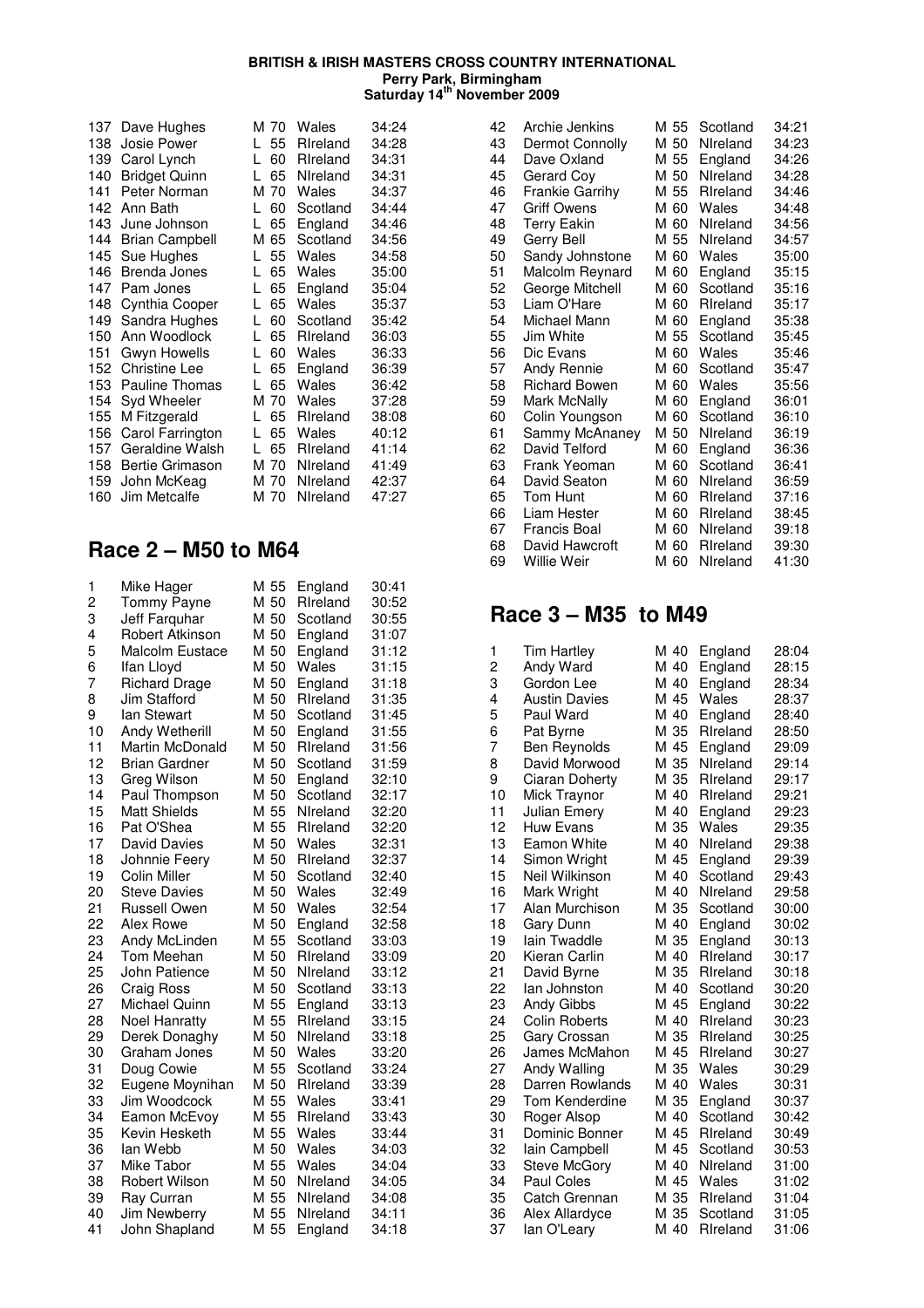**BRITISH & IRISH MASTERS CROSS COUNTRY INTERNATIONAL**
**Perry Park, Birmingham**
**Saturday 14th November 2009**

| | | | | |
|---|---|---|---|---|
| 137 | Dave Hughes | M 70 | Wales | 34:24 |
| 138 | Josie Power | L 55 | RIreland | 34:28 |
| 139 | Carol Lynch | L 60 | RIreland | 34:31 |
| 140 | Bridget Quinn | L 65 | NIreland | 34:31 |
| 141 | Peter Norman | M 70 | Wales | 34:37 |
| 142 | Ann Bath | L 60 | Scotland | 34:44 |
| 143 | June Johnson | L 65 | England | 34:46 |
| 144 | Brian Campbell | M 65 | Scotland | 34:56 |
| 145 | Sue Hughes | L 55 | Wales | 34:58 |
| 146 | Brenda Jones | L 65 | Wales | 35:00 |
| 147 | Pam Jones | L 65 | England | 35:04 |
| 148 | Cynthia Cooper | L 65 | Wales | 35:37 |
| 149 | Sandra Hughes | L 60 | Scotland | 35:42 |
| 150 | Ann Woodlock | L 65 | RIreland | 36:03 |
| 151 | Gwyn Howells | L 60 | Wales | 36:33 |
| 152 | Christine Lee | L 65 | England | 36:39 |
| 153 | Pauline Thomas | L 65 | Wales | 36:42 |
| 154 | Syd Wheeler | M 70 | Wales | 37:28 |
| 155 | M Fitzgerald | L 65 | RIreland | 38:08 |
| 156 | Carol Farrington | L 65 | Wales | 40:12 |
| 157 | Geraldine Walsh | L 65 | RIreland | 41:14 |
| 158 | Bertie Grimason | M 70 | NIreland | 41:49 |
| 159 | John McKeag | M 70 | NIreland | 42:37 |
| 160 | Jim Metcalfe | M 70 | NIreland | 47:27 |

## Race 2 – M50 to M64

| | | | | |
|---|---|---|---|---|
| 1 | Mike Hager | M 55 | England | 30:41 |
| 2 | Tommy Payne | M 50 | RIreland | 30:52 |
| 3 | Jeff Farquhar | M 50 | Scotland | 30:55 |
| 4 | Robert Atkinson | M 50 | England | 31:07 |
| 5 | Malcolm Eustace | M 50 | England | 31:12 |
| 6 | Ifan Lloyd | M 50 | Wales | 31:15 |
| 7 | Richard Drage | M 50 | England | 31:18 |
| 8 | Jim Stafford | M 50 | RIreland | 31:35 |
| 9 | Ian Stewart | M 50 | Scotland | 31:45 |
| 10 | Andy Wetherill | M 50 | England | 31:55 |
| 11 | Martin McDonald | M 50 | RIreland | 31:56 |
| 12 | Brian Gardner | M 50 | Scotland | 31:59 |
| 13 | Greg Wilson | M 50 | England | 32:10 |
| 14 | Paul Thompson | M 50 | Scotland | 32:17 |
| 15 | Matt Shields | M 55 | NIreland | 32:20 |
| 16 | Pat O'Shea | M 55 | RIreland | 32:20 |
| 17 | David Davies | M 50 | Wales | 32:31 |
| 18 | Johnnie Feery | M 50 | RIreland | 32:37 |
| 19 | Colin Miller | M 50 | Scotland | 32:40 |
| 20 | Steve Davies | M 50 | Wales | 32:49 |
| 21 | Russell Owen | M 50 | Wales | 32:54 |
| 22 | Alex Rowe | M 50 | England | 32:58 |
| 23 | Andy McLinden | M 55 | Scotland | 33:03 |
| 24 | Tom Meehan | M 50 | RIreland | 33:09 |
| 25 | John Patience | M 50 | NIreland | 33:12 |
| 26 | Craig Ross | M 50 | Scotland | 33:13 |
| 27 | Michael Quinn | M 55 | England | 33:13 |
| 28 | Noel Hanratty | M 55 | RIreland | 33:15 |
| 29 | Derek Donaghy | M 50 | NIreland | 33:18 |
| 30 | Graham Jones | M 50 | Wales | 33:20 |
| 31 | Doug Cowie | M 55 | Scotland | 33:24 |
| 32 | Eugene Moynihan | M 50 | RIreland | 33:39 |
| 33 | Jim Woodcock | M 55 | Wales | 33:41 |
| 34 | Eamon McEvoy | M 55 | RIreland | 33:43 |
| 35 | Kevin Hesketh | M 55 | Wales | 33:44 |
| 36 | Ian Webb | M 50 | Wales | 34:03 |
| 37 | Mike Tabor | M 55 | Wales | 34:04 |
| 38 | Robert Wilson | M 50 | NIreland | 34:05 |
| 39 | Ray Curran | M 55 | NIreland | 34:08 |
| 40 | Jim Newberry | M 55 | NIreland | 34:11 |
| 41 | John Shapland | M 55 | England | 34:18 |
| 42 | Archie Jenkins | M 55 | Scotland | 34:21 |
| 43 | Dermot Connolly | M 50 | NIreland | 34:23 |
| 44 | Dave Oxland | M 55 | England | 34:26 |
| 45 | Gerard Coy | M 50 | NIreland | 34:28 |
| 46 | Frankie Garrihy | M 55 | RIreland | 34:46 |
| 47 | Griff Owens | M 60 | Wales | 34:48 |
| 48 | Terry Eakin | M 60 | NIreland | 34:56 |
| 49 | Gerry Bell | M 55 | NIreland | 34:57 |
| 50 | Sandy Johnstone | M 60 | Wales | 35:00 |
| 51 | Malcolm Reynard | M 60 | England | 35:15 |
| 52 | George Mitchell | M 60 | Scotland | 35:16 |
| 53 | Liam O'Hare | M 60 | RIreland | 35:17 |
| 54 | Michael Mann | M 60 | England | 35:38 |
| 55 | Jim White | M 55 | Scotland | 35:45 |
| 56 | Dic Evans | M 60 | Wales | 35:46 |
| 57 | Andy Rennie | M 60 | Scotland | 35:47 |
| 58 | Richard Bowen | M 60 | Wales | 35:56 |
| 59 | Mark McNally | M 60 | England | 36:01 |
| 60 | Colin Youngson | M 60 | Scotland | 36:10 |
| 61 | Sammy McAnaney | M 50 | NIreland | 36:19 |
| 62 | David Telford | M 60 | England | 36:36 |
| 63 | Frank Yeoman | M 60 | Scotland | 36:41 |
| 64 | David Seaton | M 60 | NIreland | 36:59 |
| 65 | Tom Hunt | M 60 | RIreland | 37:16 |
| 66 | Liam Hester | M 60 | RIreland | 38:45 |
| 67 | Francis Boal | M 60 | NIreland | 39:18 |
| 68 | David Hawcroft | M 60 | RIreland | 39:30 |
| 69 | Willie Weir | M 60 | NIreland | 41:30 |

## Race 3 – M35 to M49

| | | | | |
|---|---|---|---|---|
| 1 | Tim Hartley | M 40 | England | 28:04 |
| 2 | Andy Ward | M 40 | England | 28:15 |
| 3 | Gordon Lee | M 40 | England | 28:34 |
| 4 | Austin Davies | M 45 | Wales | 28:37 |
| 5 | Paul Ward | M 40 | England | 28:40 |
| 6 | Pat Byrne | M 35 | RIreland | 28:50 |
| 7 | Ben Reynolds | M 45 | England | 29:09 |
| 8 | David Morwood | M 35 | NIreland | 29:14 |
| 9 | Ciaran Doherty | M 35 | RIreland | 29:17 |
| 10 | Mick Traynor | M 40 | RIreland | 29:21 |
| 11 | Julian Emery | M 40 | England | 29:23 |
| 12 | Huw Evans | M 35 | Wales | 29:35 |
| 13 | Eamon White | M 40 | NIreland | 29:38 |
| 14 | Simon Wright | M 45 | England | 29:39 |
| 15 | Neil Wilkinson | M 40 | Scotland | 29:43 |
| 16 | Mark Wright | M 40 | NIreland | 29:58 |
| 17 | Alan Murchison | M 35 | Scotland | 30:00 |
| 18 | Gary Dunn | M 40 | England | 30:02 |
| 19 | Iain Twaddle | M 35 | England | 30:13 |
| 20 | Kieran Carlin | M 40 | RIreland | 30:17 |
| 21 | David Byrne | M 35 | RIreland | 30:18 |
| 22 | Ian Johnston | M 40 | Scotland | 30:20 |
| 23 | Andy Gibbs | M 45 | England | 30:22 |
| 24 | Colin Roberts | M 40 | RIreland | 30:23 |
| 25 | Gary Crossan | M 35 | RIreland | 30:25 |
| 26 | James McMahon | M 45 | RIreland | 30:27 |
| 27 | Andy Walling | M 35 | Wales | 30:29 |
| 28 | Darren Rowlands | M 40 | Wales | 30:31 |
| 29 | Tom Kenderdine | M 35 | England | 30:37 |
| 30 | Roger Alsop | M 40 | Scotland | 30:42 |
| 31 | Dominic Bonner | M 45 | RIreland | 30:49 |
| 32 | Iain Campbell | M 45 | Scotland | 30:53 |
| 33 | Steve McGory | M 40 | NIreland | 31:00 |
| 34 | Paul Coles | M 45 | Wales | 31:02 |
| 35 | Catch Grennan | M 35 | RIreland | 31:04 |
| 36 | Alex Allardyce | M 35 | Scotland | 31:05 |
| 37 | Ian O'Leary | M 40 | RIreland | 31:06 |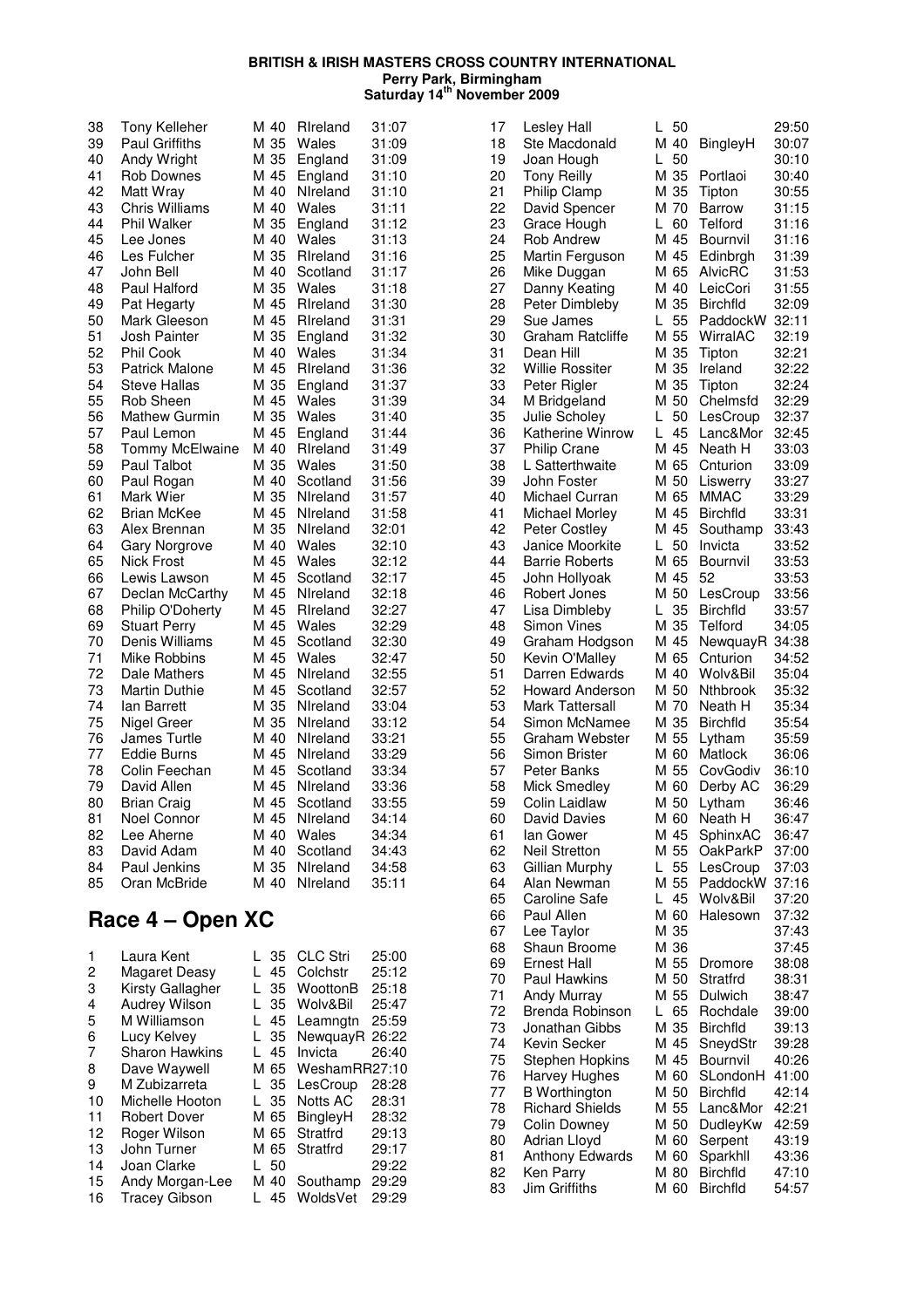**BRITISH & IRISH MASTERS CROSS COUNTRY INTERNATIONAL**
**Perry Park, Birmingham**
**Saturday 14th November 2009**

| | | | | |
|---|---|---|---|---|
| 38 | Tony Kelleher | M 40 | RIreland | 31:07 |
| 39 | Paul Griffiths | M 35 | Wales | 31:09 |
| 40 | Andy Wright | M 35 | England | 31:09 |
| 41 | Rob Downes | M 45 | England | 31:10 |
| 42 | Matt Wray | M 40 | NIreland | 31:10 |
| 43 | Chris Williams | M 40 | Wales | 31:11 |
| 44 | Phil Walker | M 35 | England | 31:12 |
| 45 | Lee Jones | M 40 | Wales | 31:13 |
| 46 | Les Fulcher | M 35 | RIreland | 31:16 |
| 47 | John Bell | M 40 | Scotland | 31:17 |
| 48 | Paul Halford | M 35 | Wales | 31:18 |
| 49 | Pat Hegarty | M 45 | RIreland | 31:30 |
| 50 | Mark Gleeson | M 45 | RIreland | 31:31 |
| 51 | Josh Painter | M 35 | England | 31:32 |
| 52 | Phil Cook | M 40 | Wales | 31:34 |
| 53 | Patrick Malone | M 45 | RIreland | 31:36 |
| 54 | Steve Hallas | M 35 | England | 31:37 |
| 55 | Rob Sheen | M 45 | Wales | 31:39 |
| 56 | Mathew Gurmin | M 35 | Wales | 31:40 |
| 57 | Paul Lemon | M 45 | England | 31:44 |
| 58 | Tommy McElwaine | M 40 | RIreland | 31:49 |
| 59 | Paul Talbot | M 35 | Wales | 31:50 |
| 60 | Paul Rogan | M 40 | Scotland | 31:56 |
| 61 | Mark Wier | M 35 | NIreland | 31:57 |
| 62 | Brian McKee | M 45 | NIreland | 31:58 |
| 63 | Alex Brennan | M 35 | NIreland | 32:01 |
| 64 | Gary Norgrove | M 40 | Wales | 32:10 |
| 65 | Nick Frost | M 45 | Wales | 32:12 |
| 66 | Lewis Lawson | M 45 | Scotland | 32:17 |
| 67 | Declan McCarthy | M 45 | NIreland | 32:18 |
| 68 | Philip O'Doherty | M 45 | RIreland | 32:27 |
| 69 | Stuart Perry | M 45 | Wales | 32:29 |
| 70 | Denis Williams | M 45 | Scotland | 32:30 |
| 71 | Mike Robbins | M 45 | Wales | 32:47 |
| 72 | Dale Mathers | M 45 | NIreland | 32:55 |
| 73 | Martin Duthie | M 45 | Scotland | 32:57 |
| 74 | Ian Barrett | M 35 | NIreland | 33:04 |
| 75 | Nigel Greer | M 35 | NIreland | 33:12 |
| 76 | James Turtle | M 40 | NIreland | 33:21 |
| 77 | Eddie Burns | M 45 | NIreland | 33:29 |
| 78 | Colin Feechan | M 45 | Scotland | 33:34 |
| 79 | David Allen | M 45 | NIreland | 33:36 |
| 80 | Brian Craig | M 45 | Scotland | 33:55 |
| 81 | Noel Connor | M 45 | NIreland | 34:14 |
| 82 | Lee Aherne | M 40 | Wales | 34:34 |
| 83 | David Adam | M 40 | Scotland | 34:43 |
| 84 | Paul Jenkins | M 35 | NIreland | 34:58 |
| 85 | Oran McBride | M 40 | NIreland | 35:11 |

## Race 4 – Open XC

| | | | | |
|---|---|---|---|---|
| 1 | Laura Kent | L 35 | CLC Stri | 25:00 |
| 2 | Magaret Deasy | L 45 | Colchstr | 25:12 |
| 3 | Kirsty Gallagher | L 35 | WoottonB | 25:18 |
| 4 | Audrey Wilson | L 35 | Wolv&Bil | 25:47 |
| 5 | M Williamson | L 45 | Leamngtn | 25:59 |
| 6 | Lucy Kelvey | L 35 | NewquayR | 26:22 |
| 7 | Sharon Hawkins | L 45 | Invicta | 26:40 |
| 8 | Dave Waywell | M 65 | WeshamRR | 27:10 |
| 9 | M Zubizarreta | L 35 | LesCroup | 28:28 |
| 10 | Michelle Hooton | L 35 | Notts AC | 28:31 |
| 11 | Robert Dover | M 65 | BingleyH | 28:32 |
| 12 | Roger Wilson | M 65 | Stratfrd | 29:13 |
| 13 | John Turner | M 65 | Stratfrd | 29:17 |
| 14 | Joan Clarke | L 50 | | 29:22 |
| 15 | Andy Morgan-Lee | M 40 | Southamp | 29:29 |
| 16 | Tracey Gibson | L 45 | WoldsVet | 29:29 |
| 17 | Lesley Hall | L 50 | | 29:50 |
| 18 | Ste Macdonald | M 40 | BingleyH | 30:07 |
| 19 | Joan Hough | L 50 | | 30:10 |
| 20 | Tony Reilly | M 35 | Portlaoi | 30:40 |
| 21 | Philip Clamp | M 35 | Tipton | 30:55 |
| 22 | David Spencer | M 70 | Barrow | 31:15 |
| 23 | Grace Hough | L 60 | Telford | 31:16 |
| 24 | Rob Andrew | M 45 | Bournvil | 31:16 |
| 25 | Martin Ferguson | M 45 | Edinbrgh | 31:39 |
| 26 | Mike Duggan | M 65 | AlvicRC | 31:53 |
| 27 | Danny Keating | M 40 | LeicCori | 31:55 |
| 28 | Peter Dimbleby | M 35 | Birchfld | 32:09 |
| 29 | Sue James | L 55 | PaddockW | 32:11 |
| 30 | Graham Ratcliffe | M 55 | WirralAC | 32:19 |
| 31 | Dean Hill | M 35 | Tipton | 32:21 |
| 32 | Willie Rossiter | M 35 | Ireland | 32:22 |
| 33 | Peter Rigler | M 35 | Tipton | 32:24 |
| 34 | M Bridgeland | M 50 | Chelmsfd | 32:29 |
| 35 | Julie Scholey | L 50 | LesCroup | 32:37 |
| 36 | Katherine Winrow | L 45 | Lanc&Mor | 32:45 |
| 37 | Philip Crane | M 45 | Neath H | 33:03 |
| 38 | L Satterthwaite | M 65 | Cnturion | 33:09 |
| 39 | John Foster | M 50 | Liswerry | 33:27 |
| 40 | Michael Curran | M 65 | MMAC | 33:29 |
| 41 | Michael Morley | M 45 | Birchfld | 33:31 |
| 42 | Peter Costley | M 45 | Southamp | 33:43 |
| 43 | Janice Moorkite | L 50 | Invicta | 33:52 |
| 44 | Barrie Roberts | M 65 | Bournvil | 33:53 |
| 45 | John Hollyoak | M 45 | 52 | 33:53 |
| 46 | Robert Jones | M 50 | LesCroup | 33:56 |
| 47 | Lisa Dimbleby | L 35 | Birchfld | 33:57 |
| 48 | Simon Vines | M 35 | Telford | 34:05 |
| 49 | Graham Hodgson | M 45 | NewquayR | 34:38 |
| 50 | Kevin O'Malley | M 65 | Cnturion | 34:52 |
| 51 | Darren Edwards | M 40 | Wolv&Bil | 35:04 |
| 52 | Howard Anderson | M 50 | Nthbrook | 35:32 |
| 53 | Mark Tattersall | M 70 | Neath H | 35:34 |
| 54 | Simon McNamee | M 35 | Birchfld | 35:54 |
| 55 | Graham Webster | M 55 | Lytham | 35:59 |
| 56 | Simon Brister | M 60 | Matlock | 36:06 |
| 57 | Peter Banks | M 55 | CovGodiv | 36:10 |
| 58 | Mick Smedley | M 60 | Derby AC | 36:29 |
| 59 | Colin Laidlaw | M 50 | Lytham | 36:46 |
| 60 | David Davies | M 60 | Neath H | 36:47 |
| 61 | Ian Gower | M 45 | SphinxAC | 36:47 |
| 62 | Neil Stretton | M 55 | OakParkP | 37:00 |
| 63 | Gillian Murphy | L 55 | LesCroup | 37:03 |
| 64 | Alan Newman | M 55 | PaddockW | 37:16 |
| 65 | Caroline Safe | L 45 | Wolv&Bil | 37:20 |
| 66 | Paul Allen | M 60 | Halesown | 37:32 |
| 67 | Lee Taylor | M 35 | | 37:43 |
| 68 | Shaun Broome | M 36 | | 37:45 |
| 69 | Ernest Hall | M 55 | Dromore | 38:08 |
| 70 | Paul Hawkins | M 50 | Stratfrd | 38:31 |
| 71 | Andy Murray | M 55 | Dulwich | 38:47 |
| 72 | Brenda Robinson | L 65 | Rochdale | 39:00 |
| 73 | Jonathan Gibbs | M 35 | Birchfld | 39:13 |
| 74 | Kevin Secker | M 45 | SneydStr | 39:28 |
| 75 | Stephen Hopkins | M 45 | Bournvil | 40:26 |
| 76 | Harvey Hughes | M 60 | SLondonH | 41:00 |
| 77 | B Worthington | M 50 | Birchfld | 42:14 |
| 78 | Richard Shields | M 55 | Lanc&Mor | 42:21 |
| 79 | Colin Downey | M 50 | DudleyKw | 42:59 |
| 80 | Adrian Lloyd | M 60 | Serpent | 43:19 |
| 81 | Anthony Edwards | M 60 | Sparkhll | 43:36 |
| 82 | Ken Parry | M 80 | Birchfld | 47:10 |
| 83 | Jim Griffiths | M 60 | Birchfld | 54:57 |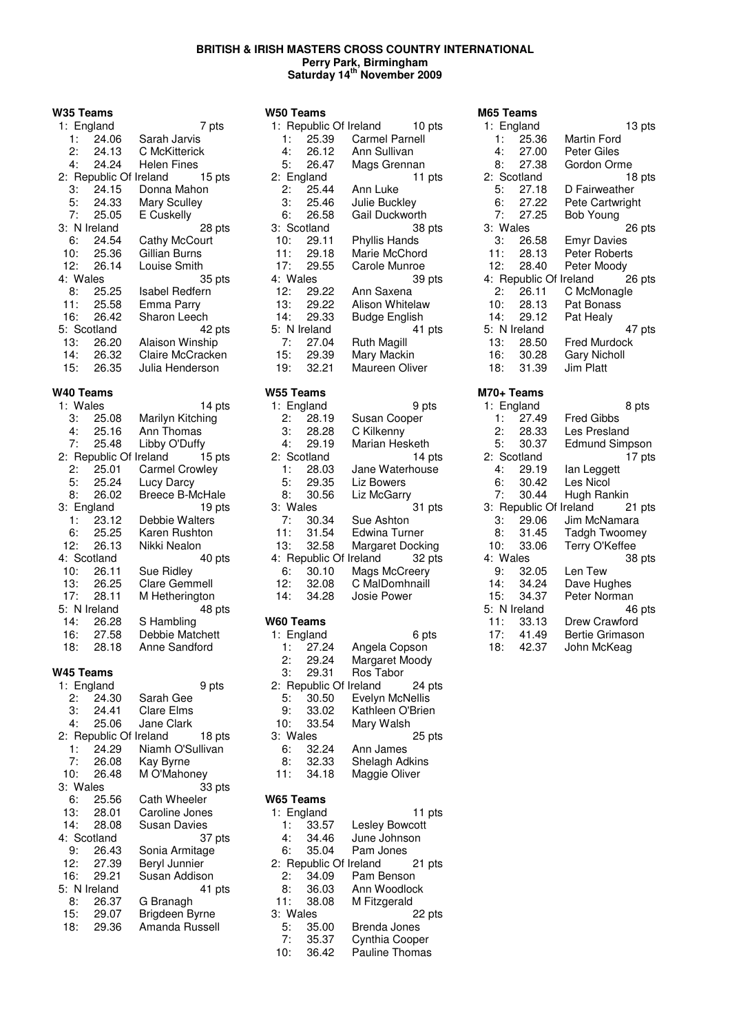**BRITISH & IRISH MASTERS CROSS COUNTRY INTERNATIONAL**
**Perry Park, Birmingham**
**Saturday 14th November 2009**

### W35 Teams

1: England — 7 pts
- 1: 24.06 Sarah Jarvis
- 2: 24.13 C McKitterick
- 4: 24.24 Helen Fines

2: Republic Of Ireland — 15 pts
- 3: 24.15 Donna Mahon
- 5: 24.33 Mary Sculley
- 7: 25.05 E Cuskelly

3: N Ireland — 28 pts
- 6: 24.54 Cathy McCourt
- 10: 25.36 Gillian Burns
- 12: 26.14 Louise Smith

4: Wales — 35 pts
- 8: 25.25 Isabel Redfern
- 11: 25.58 Emma Parry
- 16: 26.42 Sharon Leech

5: Scotland — 42 pts
- 13: 26.20 Alaison Winship
- 14: 26.32 Claire McCracken
- 15: 26.35 Julia Henderson

### W40 Teams

1: Wales — 14 pts
- 3: 25.08 Marilyn Kitching
- 4: 25.16 Ann Thomas
- 7: 25.48 Libby O'Duffy

2: Republic Of Ireland — 15 pts
- 2: 25.01 Carmel Crowley
- 5: 25.24 Lucy Darcy
- 8: 26.02 Breece B-McHale

3: England — 19 pts
- 1: 23.12 Debbie Walters
- 6: 25.25 Karen Rushton
- 12: 26.13 Nikki Nealon

4: Scotland — 40 pts
- 10: 26.11 Sue Ridley
- 13: 26.25 Clare Gemmell
- 17: 28.11 M Hetherington

5: N Ireland — 48 pts
- 14: 26.28 S Hambling
- 16: 27.58 Debbie Matchett
- 18: 28.18 Anne Sandford

### W45 Teams

1: England — 9 pts
- 2: 24.30 Sarah Gee
- 3: 24.41 Clare Elms
- 4: 25.06 Jane Clark

2: Republic Of Ireland — 18 pts
- 1: 24.29 Niamh O'Sullivan
- 7: 26.08 Kay Byrne
- 10: 26.48 M O'Mahoney

3: Wales — 33 pts
- 6: 25.56 Cath Wheeler
- 13: 28.01 Caroline Jones
- 14: 28.08 Susan Davies

4: Scotland — 37 pts
- 9: 26.43 Sonia Armitage
- 12: 27.39 Beryl Junnier
- 16: 29.21 Susan Addison

5: N Ireland — 41 pts
- 8: 26.37 G Branagh
- 15: 29.07 Brigdeen Byrne
- 18: 29.36 Amanda Russell

### W50 Teams

1: Republic Of Ireland — 10 pts
- 1: 25.39 Carmel Parnell
- 4: 26.12 Ann Sullivan
- 5: 26.47 Mags Grennan

2: England — 11 pts
- 2: 25.44 Ann Luke
- 3: 25.46 Julie Buckley
- 6: 26.58 Gail Duckworth

3: Scotland — 38 pts
- 10: 29.11 Phyllis Hands
- 11: 29.18 Marie McChord
- 17: 29.55 Carole Munroe

4: Wales — 39 pts
- 12: 29.22 Ann Saxena
- 13: 29.22 Alison Whitelaw
- 14: 29.33 Budge English

5: N Ireland — 41 pts
- 7: 27.04 Ruth Magill
- 15: 29.39 Mary Mackin
- 19: 32.21 Maureen Oliver

### W55 Teams

1: England — 9 pts
- 2: 28.19 Susan Cooper
- 3: 28.28 C Kilkenny
- 4: 29.19 Marian Hesketh

2: Scotland — 14 pts
- 1: 28.03 Jane Waterhouse
- 5: 29.35 Liz Bowers
- 8: 30.56 Liz McGarry

3: Wales — 31 pts
- 7: 30.34 Sue Ashton
- 11: 31.54 Edwina Turner
- 13: 32.58 Margaret Docking

4: Republic Of Ireland — 32 pts
- 6: 30.10 Mags McCreery
- 12: 32.08 C MalDomhnaill
- 14: 34.28 Josie Power

### W60 Teams

1: England — 6 pts
- 1: 27.24 Angela Copson
- 2: 29.24 Margaret Moody
- 3: 29.31 Ros Tabor

2: Republic Of Ireland — 24 pts
- 5: 30.50 Evelyn McNellis
- 9: 33.02 Kathleen O'Brien
- 10: 33.54 Mary Walsh

3: Wales — 25 pts
- 6: 32.24 Ann James
- 8: 32.33 Shelagh Adkins
- 11: 34.18 Maggie Oliver

### W65 Teams

1: England — 11 pts
- 1: 33.57 Lesley Bowcott
- 4: 34.46 June Johnson
- 6: 35.04 Pam Jones

2: Republic Of Ireland — 21 pts
- 2: 34.09 Pam Benson
- 8: 36.03 Ann Woodlock
- 11: 38.08 M Fitzgerald

3: Wales — 22 pts
- 5: 35.00 Brenda Jones
- 7: 35.37 Cynthia Cooper
- 10: 36.42 Pauline Thomas

### M65 Teams

1: England — 13 pts
- 1: 25.36 Martin Ford
- 4: 27.00 Peter Giles
- 8: 27.38 Gordon Orme

2: Scotland — 18 pts
- 5: 27.18 D Fairweather
- 6: 27.22 Pete Cartwright
- 7: 27.25 Bob Young

3: Wales — 26 pts
- 3: 26.58 Emyr Davies
- 11: 28.13 Peter Roberts
- 12: 28.40 Peter Moody

4: Republic Of Ireland — 26 pts
- 2: 26.11 C McMonagle
- 10: 28.13 Pat Bonass
- 14: 29.12 Pat Healy

5: N Ireland — 47 pts
- 13: 28.50 Fred Murdock
- 16: 30.28 Gary Nicholl
- 18: 31.39 Jim Platt

### M70+ Teams

1: England — 8 pts
- 1: 27.49 Fred Gibbs
- 2: 28.33 Les Presland
- 5: 30.37 Edmund Simpson

2: Scotland — 17 pts
- 4: 29.19 Ian Leggett
- 6: 30.42 Les Nicol
- 7: 30.44 Hugh Rankin

3: Republic Of Ireland — 21 pts
- 3: 29.06 Jim McNamara
- 8: 31.45 Tadgh Twoomey
- 10: 33.06 Terry O'Keffee

4: Wales — 38 pts
- 9: 32.05 Len Tew
- 14: 34.24 Dave Hughes
- 15: 34.37 Peter Norman

5: N Ireland — 46 pts
- 11: 33.13 Drew Crawford
- 17: 41.49 Bertie Grimason
- 18: 42.37 John McKeag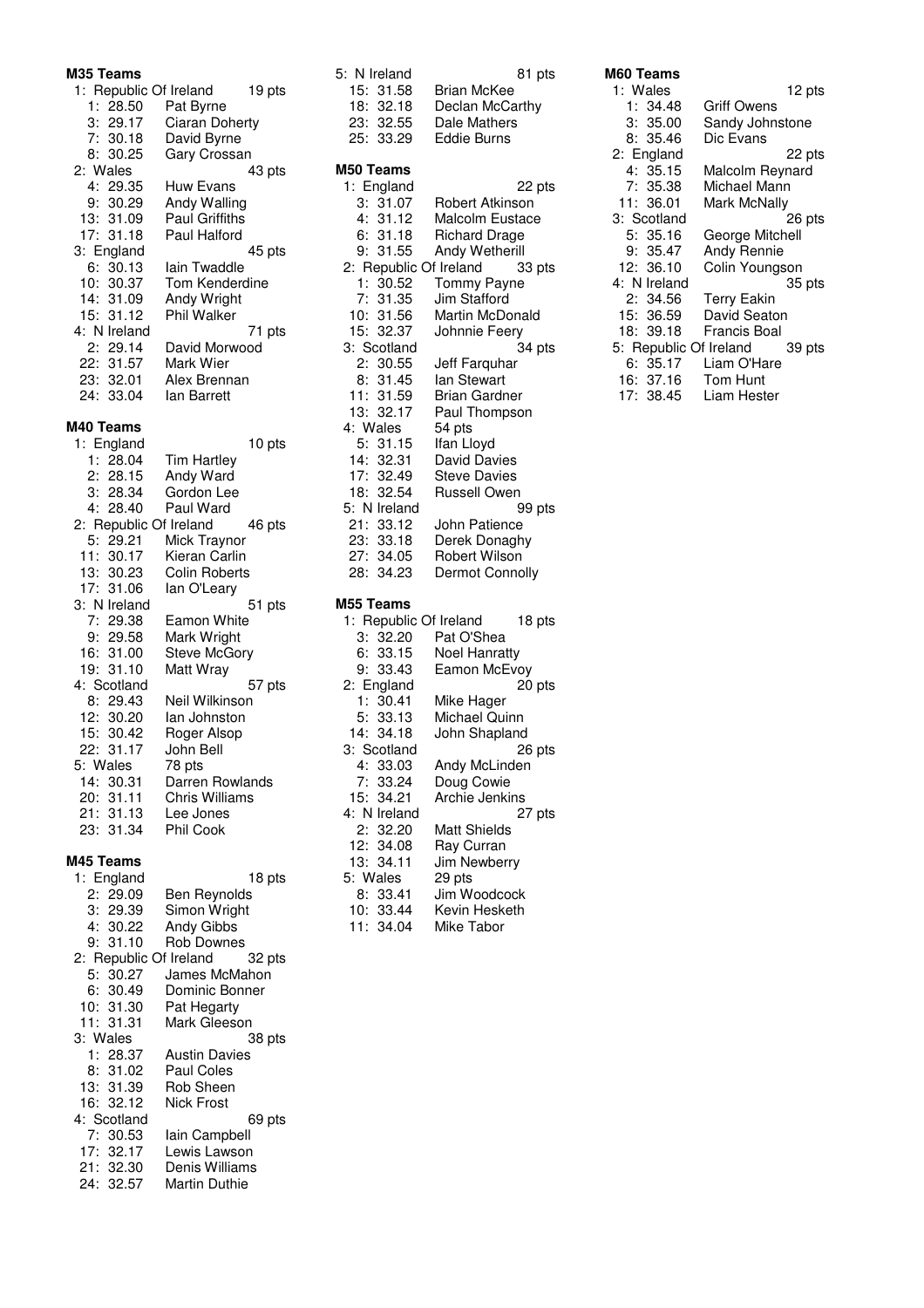**M35 Teams**

1: Republic Of Ireland 19 pts
- 1: 28.50 Pat Byrne
- 3: 29.17 Ciaran Doherty
- 7: 30.18 David Byrne
- 8: 30.25 Gary Crossan

2: Wales 43 pts
- 4: 29.35 Huw Evans
- 9: 30.29 Andy Walling
- 13: 31.09 Paul Griffiths
- 17: 31.18 Paul Halford

3: England 45 pts
- 6: 30.13 Iain Twaddle
- 10: 30.37 Tom Kenderdine
- 14: 31.09 Andy Wright
- 15: 31.12 Phil Walker

4: N Ireland 71 pts
- 2: 29.14 David Morwood
- 22: 31.57 Mark Wier
- 23: 32.01 Alex Brennan
- 24: 33.04 Ian Barrett

5: N Ireland 81 pts
- 15: 31.58 Brian McKee
- 18: 32.18 Declan McCarthy
- 23: 32.55 Dale Mathers
- 25: 33.29 Eddie Burns

**M40 Teams**

1: England 10 pts
- 1: 28.04 Tim Hartley
- 2: 28.15 Andy Ward
- 3: 28.34 Gordon Lee
- 4: 28.40 Paul Ward

2: Republic Of Ireland 46 pts
- 5: 29.21 Mick Traynor
- 11: 30.17 Kieran Carlin
- 13: 30.23 Colin Roberts
- 17: 31.06 Ian O'Leary

3: N Ireland 51 pts
- 7: 29.38 Eamon White
- 9: 29.58 Mark Wright
- 16: 31.00 Steve McGory
- 19: 31.10 Matt Wray

4: Scotland 57 pts
- 8: 29.43 Neil Wilkinson
- 12: 30.20 Ian Johnston
- 15: 30.42 Roger Alsop
- 22: 31.17 John Bell

5: Wales 78 pts
- 14: 30.31 Darren Rowlands
- 20: 31.11 Chris Williams
- 21: 31.13 Lee Jones
- 23: 31.34 Phil Cook

**M45 Teams**

1: England 18 pts
- 2: 29.09 Ben Reynolds
- 3: 29.39 Simon Wright
- 4: 30.22 Andy Gibbs
- 9: 31.10 Rob Downes

2: Republic Of Ireland 32 pts
- 5: 30.27 James McMahon
- 6: 30.49 Dominic Bonner
- 10: 31.30 Pat Hegarty
- 11: 31.31 Mark Gleeson

3: Wales 38 pts
- 1: 28.37 Austin Davies
- 8: 31.02 Paul Coles
- 13: 31.39 Rob Sheen
- 16: 32.12 Nick Frost

4: Scotland 69 pts
- 7: 30.53 Iain Campbell
- 17: 32.17 Lewis Lawson
- 21: 32.30 Denis Williams
- 24: 32.57 Martin Duthie

**M50 Teams**

1: England 22 pts
- 3: 31.07 Robert Atkinson
- 4: 31.12 Malcolm Eustace
- 6: 31.18 Richard Drage
- 9: 31.55 Andy Wetherill

2: Republic Of Ireland 33 pts
- 1: 30.52 Tommy Payne
- 7: 31.35 Jim Stafford
- 10: 31.56 Martin McDonald
- 15: 32.37 Johnnie Feery

3: Scotland 34 pts
- 2: 30.55 Jeff Farquhar
- 8: 31.45 Ian Stewart
- 11: 31.59 Brian Gardner
- 13: 32.17 Paul Thompson

4: Wales 54 pts
- 5: 31.15 Ifan Lloyd
- 14: 32.31 David Davies
- 17: 32.49 Steve Davies
- 18: 32.54 Russell Owen

5: N Ireland 99 pts
- 21: 33.12 John Patience
- 23: 33.18 Derek Donaghy
- 27: 34.05 Robert Wilson
- 28: 34.23 Dermot Connolly

**M55 Teams**

1: Republic Of Ireland 18 pts
- 3: 32.20 Pat O'Shea
- 6: 33.15 Noel Hanratty
- 9: 33.43 Eamon McEvoy

2: England 20 pts
- 1: 30.41 Mike Hager
- 5: 33.13 Michael Quinn
- 14: 34.18 John Shapland

3: Scotland 26 pts
- 4: 33.03 Andy McLinden
- 7: 33.24 Doug Cowie
- 15: 34.21 Archie Jenkins

4: N Ireland 27 pts
- 2: 32.20 Matt Shields
- 12: 34.08 Ray Curran
- 13: 34.11 Jim Newberry

5: Wales 29 pts
- 8: 33.41 Jim Woodcock
- 10: 33.44 Kevin Hesketh
- 11: 34.04 Mike Tabor

**M60 Teams**

1: Wales 12 pts
- 1: 34.48 Griff Owens
- 3: 35.00 Sandy Johnstone
- 8: 35.46 Dic Evans

2: England 22 pts
- 4: 35.15 Malcolm Reynard
- 7: 35.38 Michael Mann
- 11: 36.01 Mark McNally

3: Scotland 26 pts
- 5: 35.16 George Mitchell
- 9: 35.47 Andy Rennie
- 12: 36.10 Colin Youngson

4: N Ireland 35 pts
- 2: 34.56 Terry Eakin
- 15: 36.59 David Seaton
- 18: 39.18 Francis Boal

5: Republic Of Ireland 39 pts
- 6: 35.17 Liam O'Hare
- 16: 37.16 Tom Hunt
- 17: 38.45 Liam Hester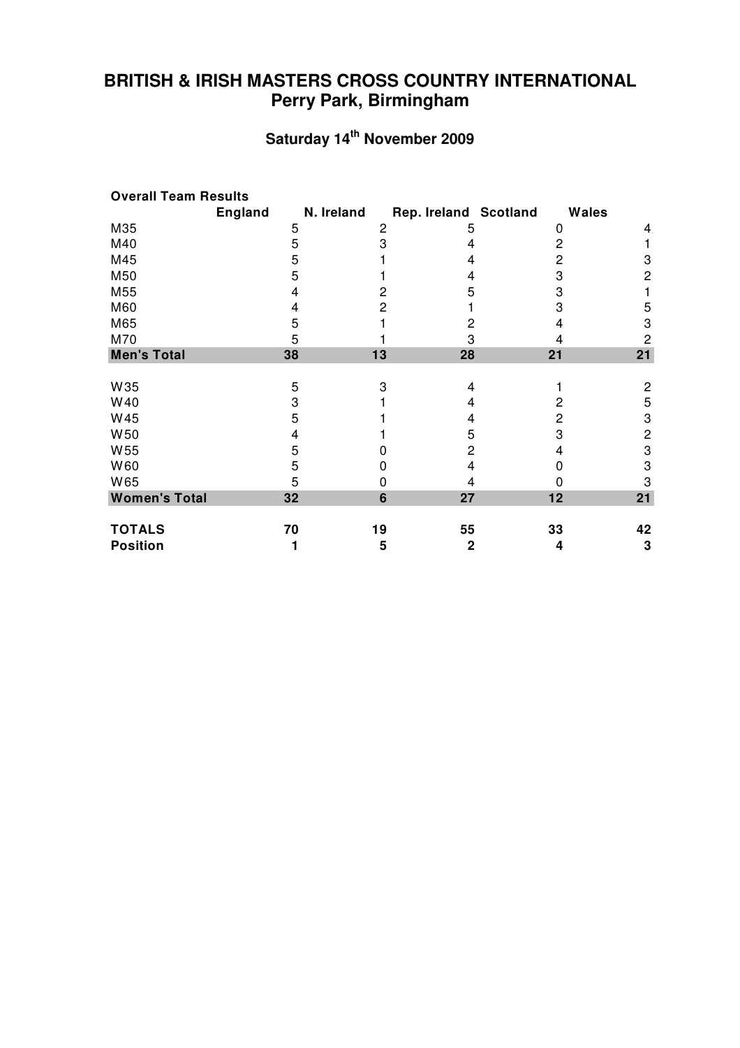# BRITISH & IRISH MASTERS CROSS COUNTRY INTERNATIONAL
## Perry Park, Birmingham

### Saturday 14th November 2009

**Overall Team Results**

| | England | N. Ireland | Rep. Ireland | Scotland | Wales |
|---|---|---|---|---|---|
| M35 | 5 | 2 | 5 | 0 | 4 |
| M40 | 5 | 3 | 4 | 2 | 1 |
| M45 | 5 | 1 | 4 | 2 | 3 |
| M50 | 5 | 1 | 4 | 3 | 2 |
| M55 | 4 | 2 | 5 | 3 | 1 |
| M60 | 4 | 2 | 1 | 3 | 5 |
| M65 | 5 | 1 | 2 | 4 | 3 |
| M70 | 5 | 1 | 3 | 4 | 2 |
| **Men's Total** | **38** | **13** | **28** | **21** | **21** |
| | | | | | |
| W35 | 5 | 3 | 4 | 1 | 2 |
| W40 | 3 | 1 | 4 | 2 | 5 |
| W45 | 5 | 1 | 4 | 2 | 3 |
| W50 | 4 | 1 | 5 | 3 | 2 |
| W55 | 5 | 0 | 2 | 4 | 3 |
| W60 | 5 | 0 | 4 | 0 | 3 |
| W65 | 5 | 0 | 4 | 0 | 3 |
| **Women's Total** | **32** | **6** | **27** | **12** | **21** |
| | | | | | |
| **TOTALS** | **70** | **19** | **55** | **33** | **42** |
| **Position** | **1** | **5** | **2** | **4** | **3** |